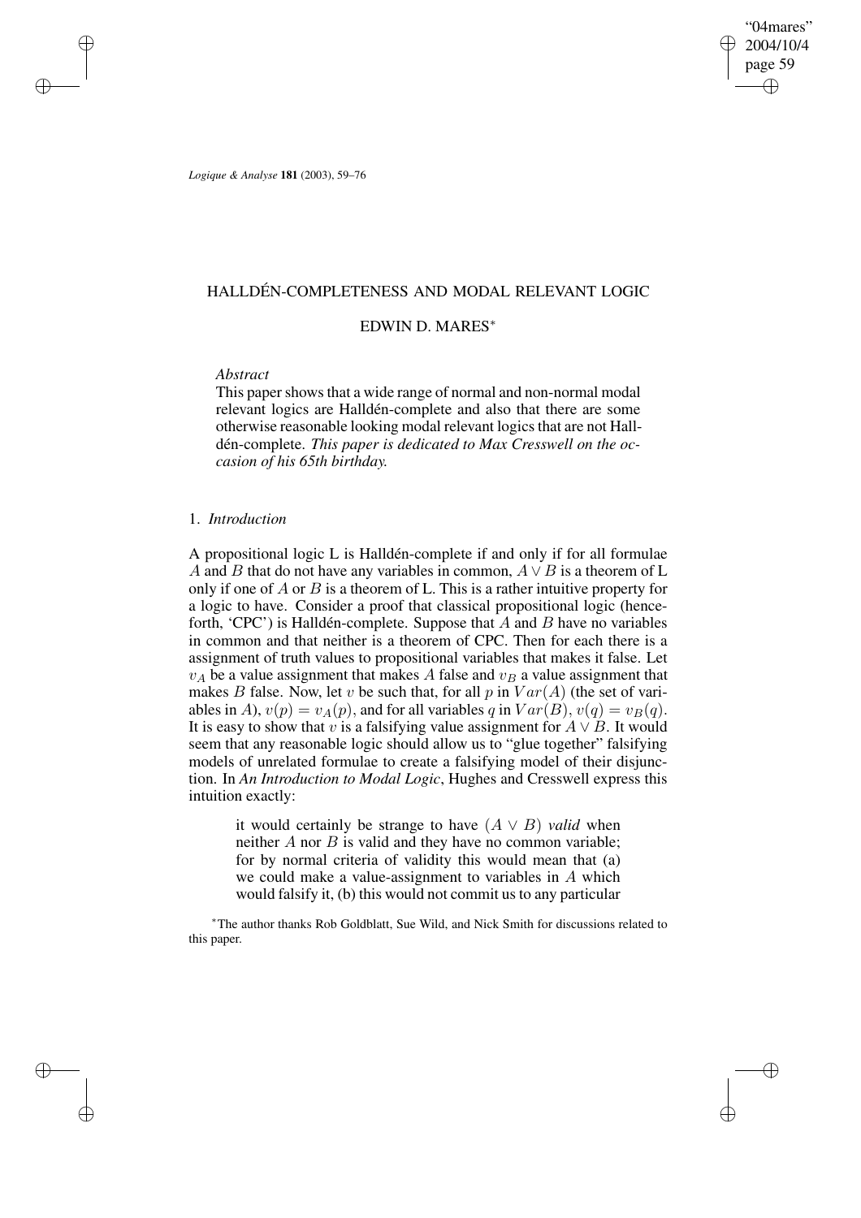# HALLDÉN-COMPLETENESS AND MODAL RELEVANT LOGIC

## EDWIN D. MARES*

*Abstract*

This paper shows that a wide range of normal and non-normal modal relevant logics are Halldén-complete and also that there are some otherwise reasonable looking modal relevant logics that are not Halldén-complete. *This paper is dedicated to Max Cresswell on the occasion of his 65th birthday.*

## 1. *Introduction*

A propositional logic L is Halldén-complete if and only if for all formulae $A$ and $B$ that do not have any variables in common, $A \vee B$ is a theorem of L only if one of $A$ or $B$ is a theorem of L. This is a rather intuitive property for a logic to have. Consider a proof that classical propositional logic (henceforth, 'CPC') is Halldén-complete. Suppose that $A$ and $B$ have no variables in common and that neither is a theorem of CPC. Then for each there is a assignment of truth values to propositional variables that makes it false. Let $v_A$ be a value assignment that makes $A$ false and $v_B$ a value assignment that makes $B$ false. Now, let $v$ be such that, for all $p$ in $Var(A)$ (the set of variables in $A$), $v(p) = v_A(p)$, and for all variables $q$ in $Var(B)$, $v(q) = v_B(q)$. It is easy to show that $v$ is a falsifying value assignment for $A \vee B$. It would seem that any reasonable logic should allow us to "glue together" falsifying models of unrelated formulae to create a falsifying model of their disjunction. In *An Introduction to Modal Logic*, Hughes and Cresswell express this intuition exactly:

> it would certainly be strange to have $(A \vee B)$ *valid* when neither $A$ nor $B$ is valid and they have no common variable; for by normal criteria of validity this would mean that (a) we could make a value-assignment to variables in $A$ which would falsify it, (b) this would not commit us to any particular

*The author thanks Rob Goldblatt, Sue Wild, and Nick Smith for discussions related to this paper.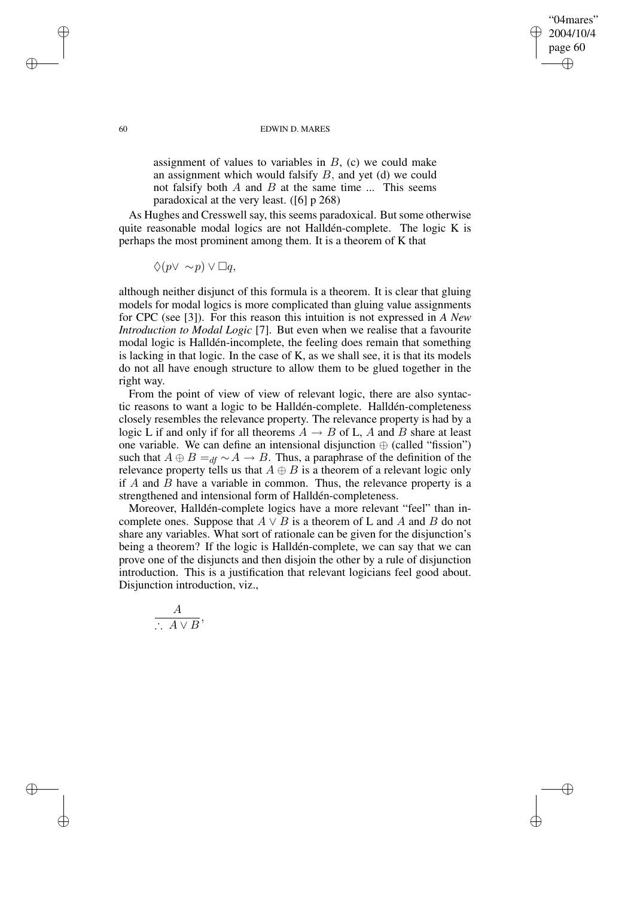assignment of values to variables in $B$, (c) we could make an assignment which would falsify $B$, and yet (d) we could not falsify both $A$ and $B$ at the same time ... This seems paradoxical at the very least. ([6] p 268)

As Hughes and Cresswell say, this seems paradoxical. But some otherwise quite reasonable modal logics are not Halldén-complete. The logic K is perhaps the most prominent among them. It is a theorem of K that

$$\Diamond(p \vee \sim p) \vee \Box q,$$

although neither disjunct of this formula is a theorem. It is clear that gluing models for modal logics is more complicated than gluing value assignments for CPC (see [3]). For this reason this intuition is not expressed in *A New Introduction to Modal Logic* [7]. But even when we realise that a favourite modal logic is Halldén-incomplete, the feeling does remain that something is lacking in that logic. In the case of K, as we shall see, it is that its models do not all have enough structure to allow them to be glued together in the right way.

From the point of view of view of relevant logic, there are also syntactic reasons to want a logic to be Halldén-complete. Halldén-completeness closely resembles the relevance property. The relevance property is had by a logic L if and only if for all theorems $A \rightarrow B$ of L, $A$ and $B$ share at least one variable. We can define an intensional disjunction $\oplus$ (called "fission") such that $A \oplus B =_{df} \sim A \rightarrow B$. Thus, a paraphrase of the definition of the relevance property tells us that $A \oplus B$ is a theorem of a relevant logic only if $A$ and $B$ have a variable in common. Thus, the relevance property is a strengthened and intensional form of Halldén-completeness.

Moreover, Halldén-complete logics have a more relevant "feel" than incomplete ones. Suppose that $A \vee B$ is a theorem of L and $A$ and $B$ do not share any variables. What sort of rationale can be given for the disjunction's being a theorem? If the logic is Halldén-complete, we can say that we can prove one of the disjuncts and then disjoin the other by a rule of disjunction introduction. This is a justification that relevant logicians feel good about. Disjunction introduction, viz.,

$$\frac{A}{\therefore\ A \vee B},$$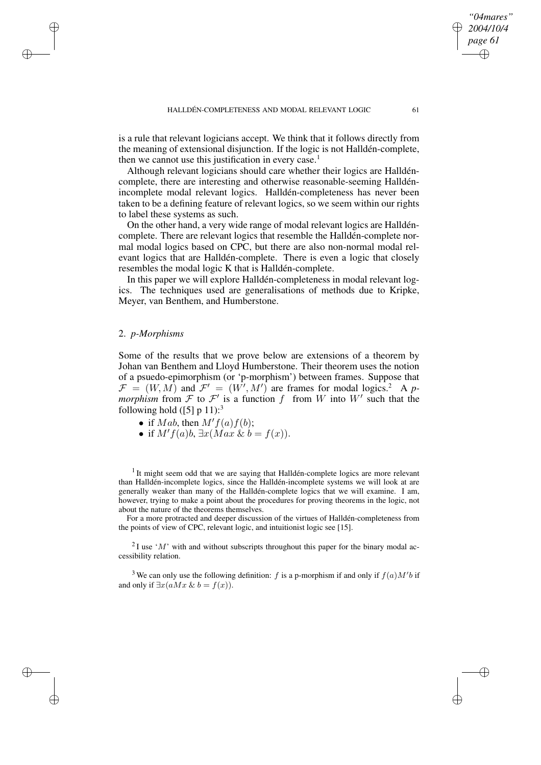is a rule that relevant logicians accept. We think that it follows directly from the meaning of extensional disjunction. If the logic is not Halldén-complete, then we cannot use this justification in every case.[1]

Although relevant logicians should care whether their logics are Halldén-complete, there are interesting and otherwise reasonable-seeming Halldén-incomplete modal relevant logics. Halldén-completeness has never been taken to be a defining feature of relevant logics, so we seem within our rights to label these systems as such.

On the other hand, a very wide range of modal relevant logics are Halldén-complete. There are relevant logics that resemble the Halldén-complete normal modal logics based on CPC, but there are also non-normal modal relevant logics that are Halldén-complete. There is even a logic that closely resembles the modal logic K that is Halldén-complete.

In this paper we will explore Halldén-completeness in modal relevant logics. The techniques used are generalisations of methods due to Kripke, Meyer, van Benthem, and Humberstone.

## 2. *p-Morphisms*

Some of the results that we prove below are extensions of a theorem by Johan van Benthem and Lloyd Humberstone. Their theorem uses the notion of a psuedo-epimorphism (or 'p-morphism') between frames. Suppose that $\mathcal{F} = (W, M)$ and $\mathcal{F}' = (W', M')$ are frames for modal logics.[2] A *p-morphism* from $\mathcal{F}$ to $\mathcal{F}'$ is a function $f$ from $W$ into $W'$ such that the following hold ([5] p 11):[3]

- if $Mab$, then $M'f(a)f(b)$;
- if $M'f(a)b$, $\exists x(Max \;\&\; b = f(x))$.

[1] It might seem odd that we are saying that Halldén-complete logics are more relevant than Halldén-incomplete logics, since the Halldén-incomplete systems we will look at are generally weaker than many of the Halldén-complete logics that we will examine. I am, however, trying to make a point about the procedures for proving theorems in the logic, not about the nature of the theorems themselves.

For a more protracted and deeper discussion of the virtues of Halldén-completeness from the points of view of CPC, relevant logic, and intuitionist logic see [15].

[2] I use '$M$' with and without subscripts throughout this paper for the binary modal accessibility relation.

[3] We can only use the following definition: $f$ is a p-morphism if and only if $f(a)M'b$ if and only if $\exists x(aMx \;\&\; b = f(x))$.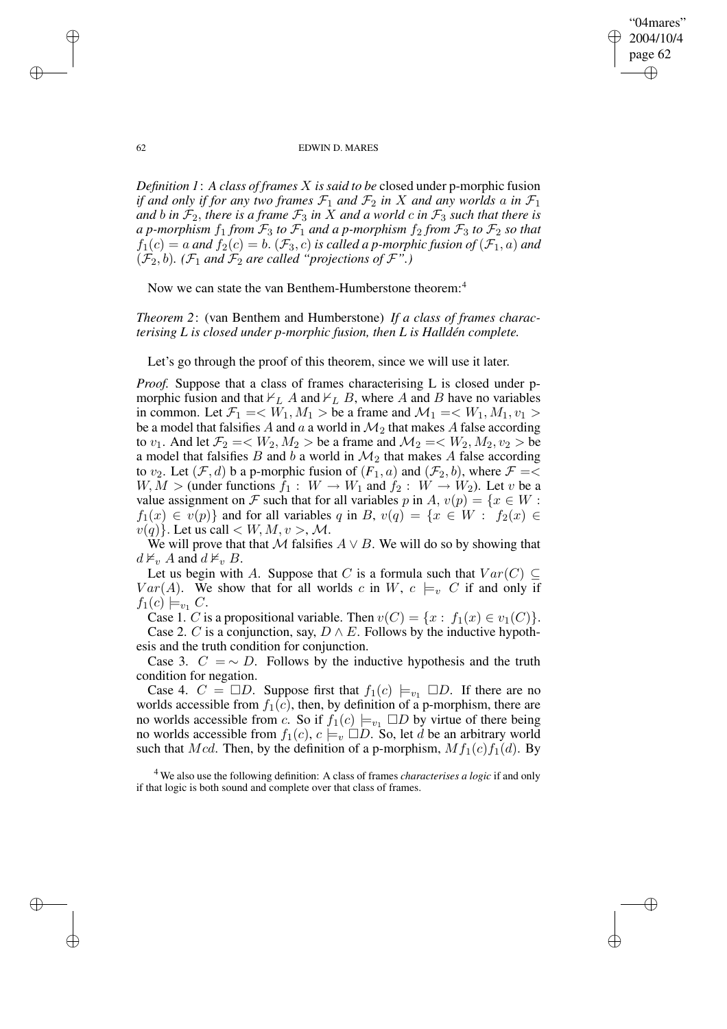*Definition 1*: *A class of frames $X$ is said to be* closed under p-morphic fusion *if and only if for any two frames $\mathcal{F}_1$ and $\mathcal{F}_2$ in $X$ and any worlds $a$ in $\mathcal{F}_1$ and $b$ in $\mathcal{F}_2$, there is a frame $\mathcal{F}_3$ in $X$ and a world $c$ in $\mathcal{F}_3$ such that there is a p-morphism $f_1$ from $\mathcal{F}_3$ to $\mathcal{F}_1$ and a p-morphism $f_2$ from $\mathcal{F}_3$ to $\mathcal{F}_2$ so that $f_1(c) = a$ and $f_2(c) = b$. $(\mathcal{F}_3, c)$ is called a p-morphic fusion of $(\mathcal{F}_1, a)$ and $(\mathcal{F}_2, b)$. ($\mathcal{F}_1$ and $\mathcal{F}_2$ are called "projections of $\mathcal{F}$".)*

Now we can state the van Benthem-Humberstone theorem:[4]

*Theorem 2*: (van Benthem and Humberstone) *If a class of frames characterising L is closed under p-morphic fusion, then L is Halldén complete.*

Let's go through the proof of this theorem, since we will use it later.

*Proof.* Suppose that a class of frames characterising L is closed under p-morphic fusion and that $\nvdash_L A$ and $\nvdash_L B$, where $A$ and $B$ have no variables in common. Let $\mathcal{F}_1 = < W_1, M_1 >$ be a frame and $\mathcal{M}_1 = < W_1, M_1, v_1 >$ be a model that falsifies $A$ and $a$ a world in $\mathcal{M}_2$ that makes $A$ false according to $v_1$. And let $\mathcal{F}_2 = < W_2, M_2 >$ be a frame and $\mathcal{M}_2 = < W_2, M_2, v_2 >$ be a model that falsifies $B$ and $b$ a world in $\mathcal{M}_2$ that makes $A$ false according to $v_2$. Let $(\mathcal{F}, d)$ b a p-morphic fusion of $(F_1, a)$ and $(\mathcal{F}_2, b)$, where $\mathcal{F} = < W, M >$ (under functions $f_1 : W \rightarrow W_1$ and $f_2 : W \rightarrow W_2$). Let $v$ be a value assignment on $\mathcal{F}$ such that for all variables $p$ in $A$, $v(p) = \{x \in W : f_1(x) \in v(p)\}$ and for all variables $q$ in $B$, $v(q) = \{x \in W : f_2(x) \in v(q)\}$. Let us call $< W, M, v >$, $\mathcal{M}$.

We will prove that that $\mathcal{M}$ falsifies $A \vee B$. We will do so by showing that $d \nvDash_v A$ and $d \nvDash_v B$.

Let us begin with $A$. Suppose that $C$ is a formula such that $Var(C) \subseteq Var(A)$. We show that for all worlds $c$ in $W$, $c \models_v C$ if and only if $f_1(c) \models_{v_1} C$.

Case 1. $C$ is a propositional variable. Then $v(C) = \{x : f_1(x) \in v_1(C)\}$.

Case 2. $C$ is a conjunction, say, $D \wedge E$. Follows by the inductive hypothesis and the truth condition for conjunction.

Case 3. $C = \sim D$. Follows by the inductive hypothesis and the truth condition for negation.

Case 4. $C = \Box D$. Suppose first that $f_1(c) \models_{v_1} \Box D$. If there are no worlds accessible from $f_1(c)$, then, by definition of a p-morphism, there are no worlds accessible from $c$. So if $f_1(c) \models_{v_1} \Box D$ by virtue of there being no worlds accessible from $f_1(c)$, $c \models_v \Box D$. So, let $d$ be an arbitrary world such that $Mcd$. Then, by the definition of a p-morphism, $Mf_1(c)f_1(d)$. By

[4] We also use the following definition: A class of frames *characterises a logic* if and only if that logic is both sound and complete over that class of frames.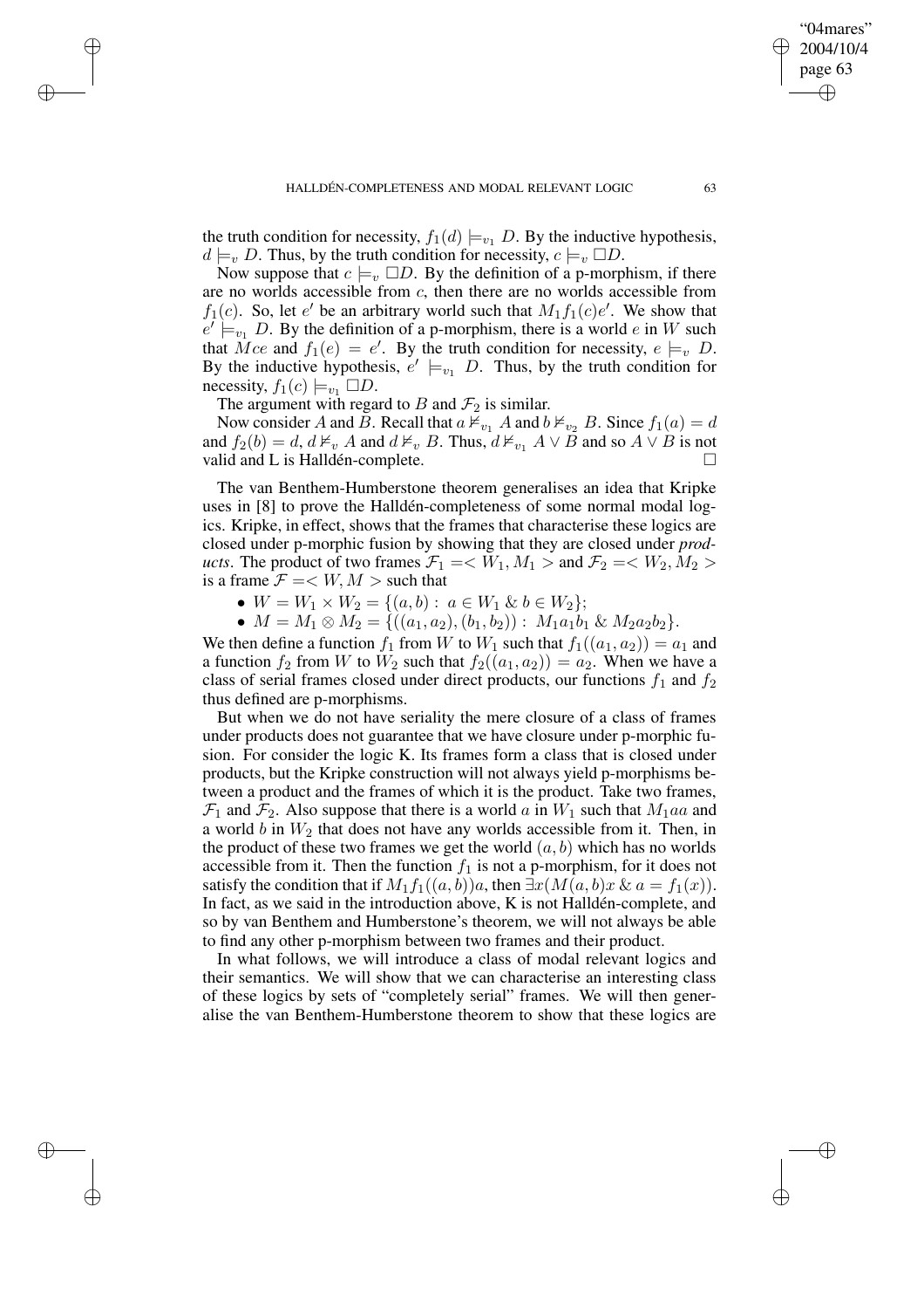the truth condition for necessity, $f_1(d) \models_{v_1} D$. By the inductive hypothesis, $d \models_v D$. Thus, by the truth condition for necessity, $c \models_v \Box D$.

Now suppose that $c \models_v \Box D$. By the definition of a p-morphism, if there are no worlds accessible from $c$, then there are no worlds accessible from $f_1(c)$. So, let $e'$ be an arbitrary world such that $M_1 f_1(c)e'$. We show that $e' \models_{v_1} D$. By the definition of a p-morphism, there is a world $e$ in $W$ such that $Mce$ and $f_1(e) = e'$. By the truth condition for necessity, $e \models_v D$. By the inductive hypothesis, $e' \models_{v_1} D$. Thus, by the truth condition for necessity, $f_1(c) \models_{v_1} \Box D$.

The argument with regard to $B$ and $\mathcal{F}_2$ is similar.

Now consider $A$ and $B$. Recall that $a \nvDash_{v_1} A$ and $b \nvDash_{v_2} B$. Since $f_1(a) = d$ and $f_2(b) = d$, $d \nvDash_v A$ and $d \nvDash_v B$. Thus, $d \nvDash_{v_1} A \vee B$ and so $A \vee B$ is not valid and L is Halldén-complete. $\Box$

The van Benthem-Humberstone theorem generalises an idea that Kripke uses in [8] to prove the Halldén-completeness of some normal modal logics. Kripke, in effect, shows that the frames that characterise these logics are closed under p-morphic fusion by showing that they are closed under *products*. The product of two frames $\mathcal{F}_1 = < W_1, M_1 >$ and $\mathcal{F}_2 = < W_2, M_2 >$ is a frame $\mathcal{F} = < W, M >$ such that

- $W = W_1 \times W_2 = \{(a, b) : a \in W_1 \;\&\; b \in W_2\}$;
- $M = M_1 \otimes M_2 = \{((a_1, a_2), (b_1, b_2)) : M_1 a_1 b_1 \;\&\; M_2 a_2 b_2\}$.

We then define a function $f_1$ from $W$ to $W_1$ such that $f_1((a_1, a_2)) = a_1$ and a function $f_2$ from $W$ to $W_2$ such that $f_2((a_1, a_2)) = a_2$. When we have a class of serial frames closed under direct products, our functions $f_1$ and $f_2$ thus defined are p-morphisms.

But when we do not have seriality the mere closure of a class of frames under products does not guarantee that we have closure under p-morphic fusion. For consider the logic K. Its frames form a class that is closed under products, but the Kripke construction will not always yield p-morphisms between a product and the frames of which it is the product. Take two frames, $\mathcal{F}_1$ and $\mathcal{F}_2$. Also suppose that there is a world $a$ in $W_1$ such that $M_1 aa$ and a world $b$ in $W_2$ that does not have any worlds accessible from it. Then, in the product of these two frames we get the world $(a, b)$ which has no worlds accessible from it. Then the function $f_1$ is not a p-morphism, for it does not satisfy the condition that if $M_1 f_1((a, b))a$, then $\exists x(M(a, b)x \;\&\; a = f_1(x))$. In fact, as we said in the introduction above, K is not Halldén-complete, and so by van Benthem and Humberstone's theorem, we will not always be able to find any other p-morphism between two frames and their product.

In what follows, we will introduce a class of modal relevant logics and their semantics. We will show that we can characterise an interesting class of these logics by sets of "completely serial" frames. We will then generalise the van Benthem-Humberstone theorem to show that these logics are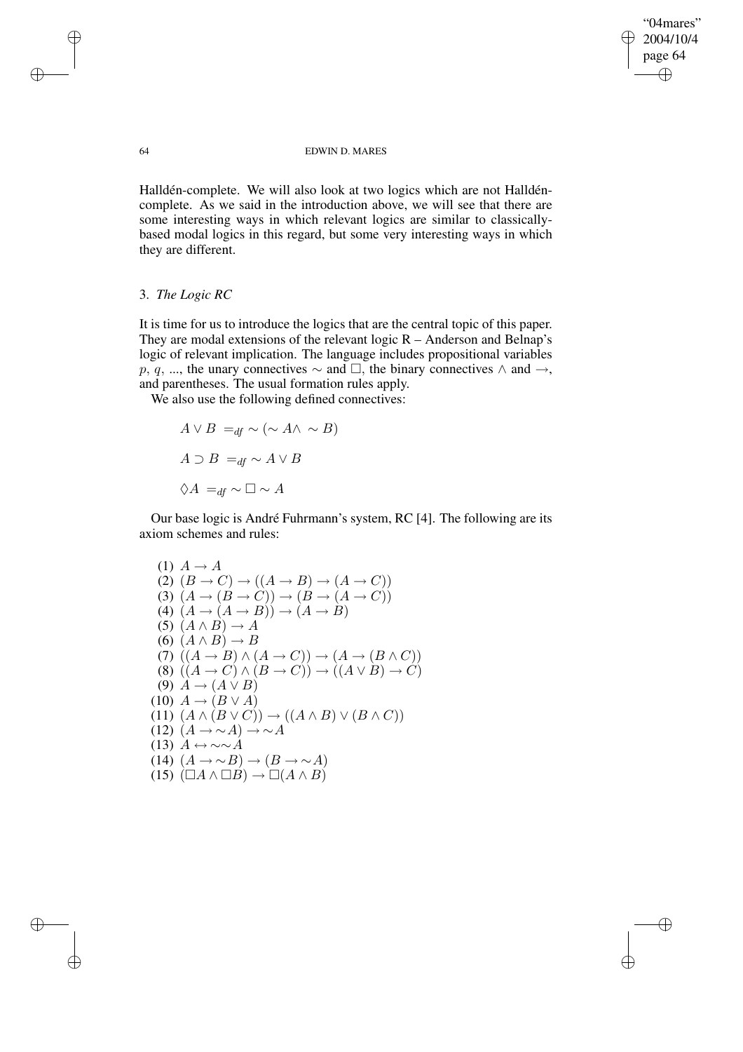Halldén-complete. We will also look at two logics which are not Halldén-complete. As we said in the introduction above, we will see that there are some interesting ways in which relevant logics are similar to classically-based modal logics in this regard, but some very interesting ways in which they are different.

## 3. *The Logic RC*

It is time for us to introduce the logics that are the central topic of this paper. They are modal extensions of the relevant logic R – Anderson and Belnap's logic of relevant implication. The language includes propositional variables $p$, $q$, ..., the unary connectives $\sim$ and $\Box$, the binary connectives $\wedge$ and $\rightarrow$, and parentheses. The usual formation rules apply.

We also use the following defined connectives:

$$A \vee B =_{df} \sim (\sim A \wedge \sim B)$$

$$A \supset B =_{df} \sim A \vee B$$

$$\Diamond A =_{df} \sim \Box \sim A$$

Our base logic is André Fuhrmann's system, RC [4]. The following are its axiom schemes and rules:

(1) $A \rightarrow A$
(2) $(B \rightarrow C) \rightarrow ((A \rightarrow B) \rightarrow (A \rightarrow C))$
(3) $(A \rightarrow (B \rightarrow C)) \rightarrow (B \rightarrow (A \rightarrow C))$
(4) $(A \rightarrow (A \rightarrow B)) \rightarrow (A \rightarrow B)$
(5) $(A \wedge B) \rightarrow A$
(6) $(A \wedge B) \rightarrow B$
(7) $((A \rightarrow B) \wedge (A \rightarrow C)) \rightarrow (A \rightarrow (B \wedge C))$
(8) $((A \rightarrow C) \wedge (B \rightarrow C)) \rightarrow ((A \vee B) \rightarrow C)$
(9) $A \rightarrow (A \vee B)$
(10) $A \rightarrow (B \vee A)$
(11) $(A \wedge (B \vee C)) \rightarrow ((A \wedge B) \vee (B \wedge C))$
(12) $(A \rightarrow \sim A) \rightarrow \sim A$
(13) $A \leftrightarrow \sim\sim A$
(14) $(A \rightarrow \sim B) \rightarrow (B \rightarrow \sim A)$
(15) $(\Box A \wedge \Box B) \rightarrow \Box(A \wedge B)$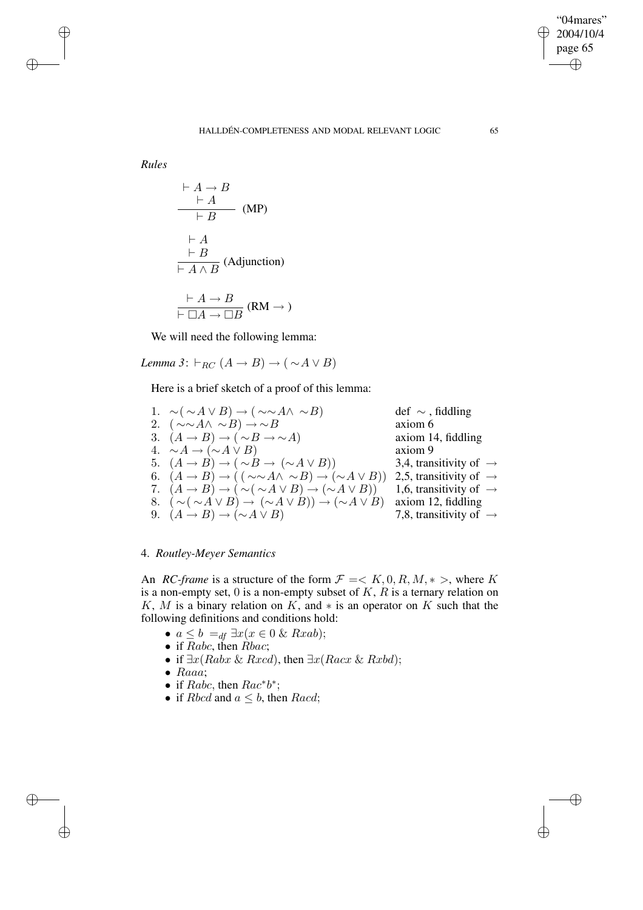*Rules*

$$\frac{\begin{array}{c}\vdash A \to B \\ \vdash A\end{array}}{\vdash B}\ \text{(MP)}$$

$$\frac{\begin{array}{c}\vdash A \\ \vdash B\end{array}}{\vdash A \wedge B}\ \text{(Adjunction)}$$

$$\frac{\vdash A \to B}{\vdash \Box A \to \Box B}\ (\text{RM} \to)$$

We will need the following lemma:

*Lemma 3*: $\vdash_{RC} (A \to B) \to (\sim A \vee B)$

Here is a brief sketch of a proof of this lemma:

| | | |
|---|---|---|
| 1. | $\sim(\sim A \vee B) \to (\sim\sim A \wedge \sim B)$ | def $\sim$, fiddling |
| 2. | $(\sim\sim A \wedge \sim B) \to \sim B$ | axiom 6 |
| 3. | $(A \to B) \to (\sim B \to \sim A)$ | axiom 14, fiddling |
| 4. | $\sim A \to (\sim A \vee B)$ | axiom 9 |
| 5. | $(A \to B) \to (\sim B \to (\sim A \vee B))$ | 3,4, transitivity of $\to$ |
| 6. | $(A \to B) \to ((\sim\sim A \wedge \sim B) \to (\sim A \vee B))$ | 2,5, transitivity of $\to$ |
| 7. | $(A \to B) \to (\sim(\sim A \vee B) \to (\sim A \vee B))$ | 1,6, transitivity of $\to$ |
| 8. | $(\sim(\sim A \vee B) \to (\sim A \vee B)) \to (\sim A \vee B)$ | axiom 12, fiddling |
| 9. | $(A \to B) \to (\sim A \vee B)$ | 7,8, transitivity of $\to$ |

## 4. *Routley-Meyer Semantics*

An *RC-frame* is a structure of the form $\mathcal{F} = < K, 0, R, M, * >$, where $K$ is a non-empty set, $0$ is a non-empty subset of $K$, $R$ is a ternary relation on $K$, $M$ is a binary relation on $K$, and $*$ is an operator on $K$ such that the following definitions and conditions hold:

- $a \leq b =_{df} \exists x(x \in 0 \ \&\ Rxab)$;
- if $Rabc$, then $Rbac$;
- if $\exists x(Rabx \ \&\ Rxcd)$, then $\exists x(Racx \ \&\ Rxbd)$;
- $Raaa$;
- if $Rabc$, then $Rac^*b^*$;
- if $Rbcd$ and $a \leq b$, then $Racd$;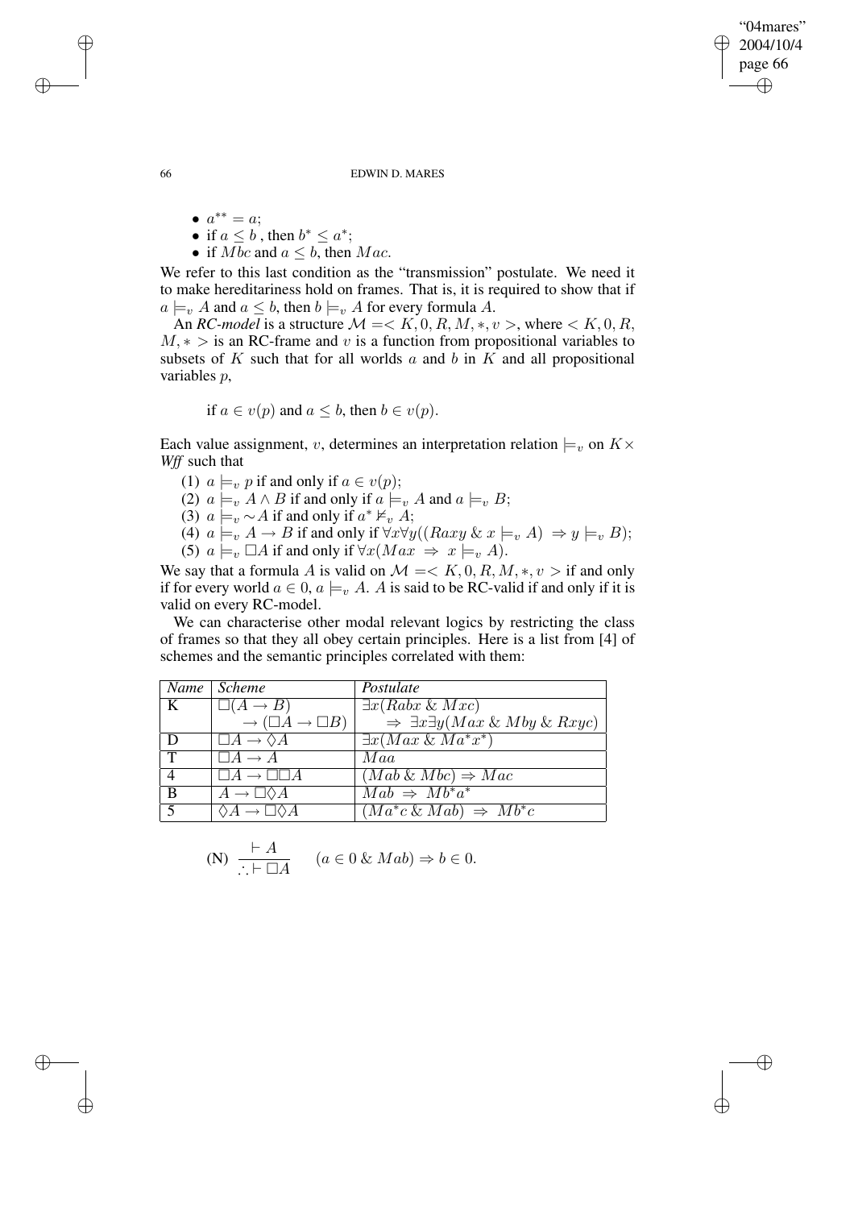- $a^{**} = a$;
- if $a \leq b$ , then $b^* \leq a^*$;
- if $Mbc$ and $a \leq b$, then $Mac$.

We refer to this last condition as the "transmission" postulate. We need it to make hereditariness hold on frames. That is, it is required to show that if $a \models_v A$ and $a \leq b$, then $b \models_v A$ for every formula $A$.

An *RC-model* is a structure $\mathcal{M} =< K, 0, R, M, *, v >$, where $< K, 0, R, M, * >$ is an RC-frame and $v$ is a function from propositional variables to subsets of $K$ such that for all worlds $a$ and $b$ in $K$ and all propositional variables $p$,

$$\text{if } a \in v(p) \text{ and } a \leq b, \text{ then } b \in v(p).$$

Each value assignment, $v$, determines an interpretation relation $\models_v$ on $K \times$ *Wff* such that

(1) $a \models_v p$ if and only if $a \in v(p)$;
(2) $a \models_v A \wedge B$ if and only if $a \models_v A$ and $a \models_v B$;
(3) $a \models_v \sim A$ if and only if $a^* \not\models_v A$;
(4) $a \models_v A \rightarrow B$ if and only if $\forall x \forall y ((Raxy \,\&\, x \models_v A) \Rightarrow y \models_v B)$;
(5) $a \models_v \Box A$ if and only if $\forall x (Max \Rightarrow x \models_v A)$.

We say that a formula $A$ is valid on $\mathcal{M} =< K, 0, R, M, *, v >$ if and only if for every world $a \in 0$, $a \models_v A$. $A$ is said to be RC-valid if and only if it is valid on every RC-model.

We can characterise other modal relevant logics by restricting the class of frames so that they all obey certain principles. Here is a list from [4] of schemes and the semantic principles correlated with them:

| *Name* | *Scheme* | *Postulate* |
|---|---|---|
| K | $\Box(A \rightarrow B)$ $\rightarrow (\Box A \rightarrow \Box B)$ | $\exists x(Rabx \,\&\, Mxc)$ $\Rightarrow \exists x \exists y(Max \,\&\, Mby \,\&\, Rxyc)$ |
| D | $\Box A \rightarrow \Diamond A$ | $\exists x(Max \,\&\, Ma^*x^*)$ |
| T | $\Box A \rightarrow A$ | $Maa$ |
| 4 | $\Box A \rightarrow \Box\Box A$ | $(Mab \,\&\, Mbc) \Rightarrow Mac$ |
| B | $A \rightarrow \Box\Diamond A$ | $Mab \Rightarrow Mb^*a^*$ |
| 5 | $\Diamond A \rightarrow \Box\Diamond A$ | $(Ma^*c \,\&\, Mab) \Rightarrow Mb^*c$ |

$$\text{(N)} \quad \frac{\vdash A}{\therefore \vdash \Box A} \qquad (a \in 0 \,\&\, Mab) \Rightarrow b \in 0.$$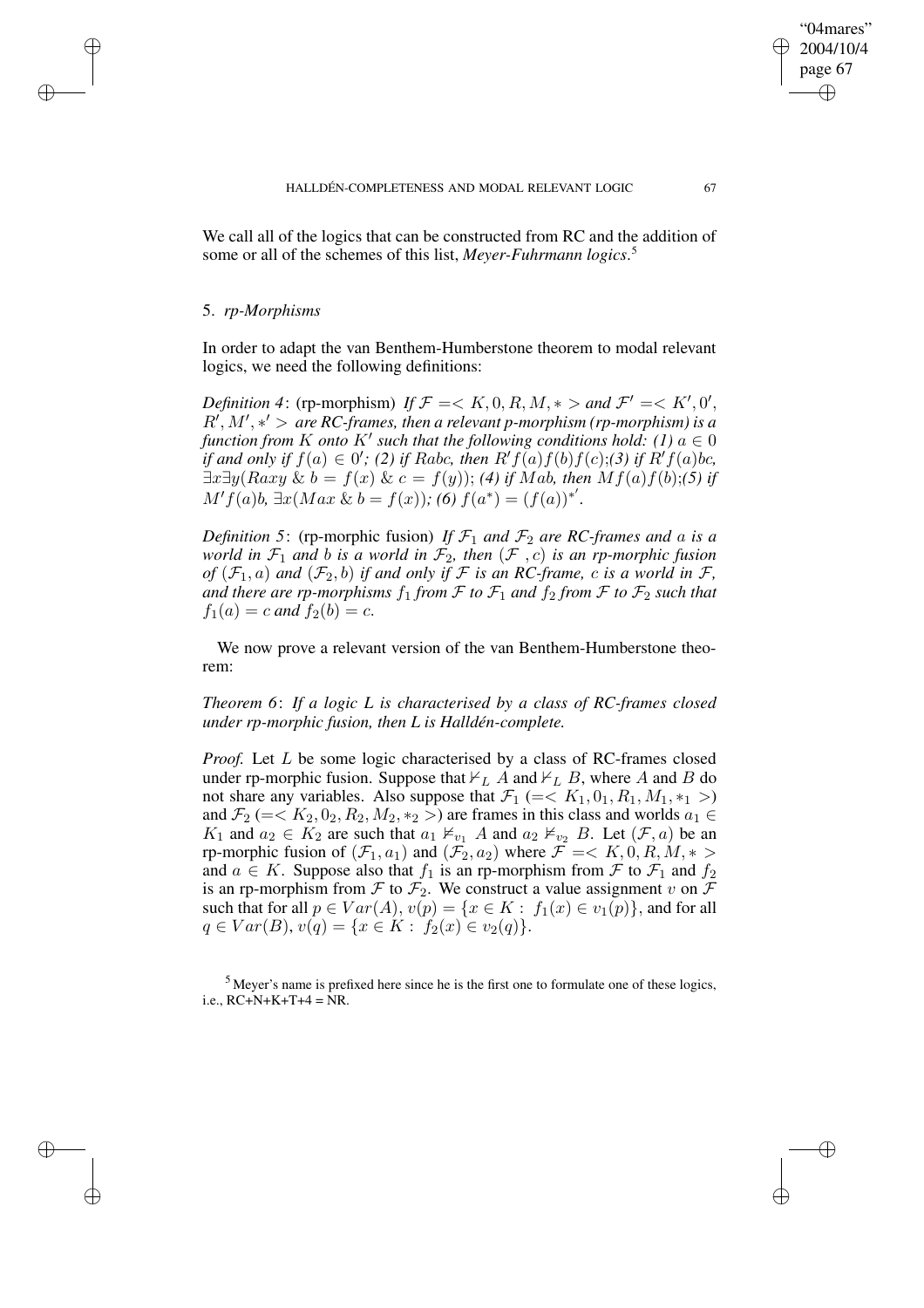We call all of the logics that can be constructed from RC and the addition of some or all of the schemes of this list, *Meyer-Fuhrmann logics*.[5]

## 5. *rp-Morphisms*

In order to adapt the van Benthem-Humberstone theorem to modal relevant logics, we need the following definitions:

*Definition 4*: (rp-morphism) *If $\mathcal{F} =< K, 0, R, M, * >$ and $\mathcal{F}' =< K', 0', R', M', *' >$ are RC-frames, then a relevant p-morphism (rp-morphism) is a function from $K$ onto $K'$ such that the following conditions hold: (1) $a \in 0$ if and only if $f(a) \in 0'$; (2) if $Rabc$, then $R' f(a)f(b)f(c)$;(3) if $R' f(a)bc$, $\exists x \exists y(Raxy \;\&\; b = f(x) \;\&\; c = f(y))$; (4) if $Mab$, then $Mf(a)f(b)$;(5) if $M' f(a)b$, $\exists x(Max \;\&\; b = f(x))$; (6) $f(a^*) = (f(a))^{*'}$.*

*Definition 5*: (rp-morphic fusion) *If $\mathcal{F}_1$ and $\mathcal{F}_2$ are RC-frames and $a$ is a world in $\mathcal{F}_1$ and $b$ is a world in $\mathcal{F}_2$, then $(\mathcal{F}\ , c)$ is an rp-morphic fusion of $(\mathcal{F}_1, a)$ and $(\mathcal{F}_2, b)$ if and only if $\mathcal{F}$ is an RC-frame, $c$ is a world in $\mathcal{F}$, and there are rp-morphisms $f_1$ from $\mathcal{F}$ to $\mathcal{F}_1$ and $f_2$ from $\mathcal{F}$ to $\mathcal{F}_2$ such that $f_1(a) = c$ and $f_2(b) = c$.*

We now prove a relevant version of the van Benthem-Humberstone theorem:

*Theorem 6*: *If a logic L is characterised by a class of RC-frames closed under rp-morphic fusion, then L is Halldén-complete.*

*Proof.* Let $L$ be some logic characterised by a class of RC-frames closed under rp-morphic fusion. Suppose that $\nvdash_L A$ and $\nvdash_L B$, where $A$ and $B$ do not share any variables. Also suppose that $\mathcal{F}_1$ $(=< K_1, 0_1, R_1, M_1, *_1 >)$ and $\mathcal{F}_2$ $(=< K_2, 0_2, R_2, M_2, *_2 >)$ are frames in this class and worlds $a_1 \in K_1$ and $a_2 \in K_2$ are such that $a_1 \nvDash_{v_1} A$ and $a_2 \nvDash_{v_2} B$. Let $(\mathcal{F}, a)$ be an rp-morphic fusion of $(\mathcal{F}_1, a_1)$ and $(\mathcal{F}_2, a_2)$ where $\mathcal{F} =< K, 0, R, M, * >$ and $a \in K$. Suppose also that $f_1$ is an rp-morphism from $\mathcal{F}$ to $\mathcal{F}_1$ and $f_2$ is an rp-morphism from $\mathcal{F}$ to $\mathcal{F}_2$. We construct a value assignment $v$ on $\mathcal{F}$ such that for all $p \in Var(A)$, $v(p) = \{x \in K : f_1(x) \in v_1(p)\}$, and for all $q \in Var(B)$, $v(q) = \{x \in K : f_2(x) \in v_2(q)\}$.

[5] Meyer's name is prefixed here since he is the first one to formulate one of these logics, i.e., RC+N+K+T+4 = NR.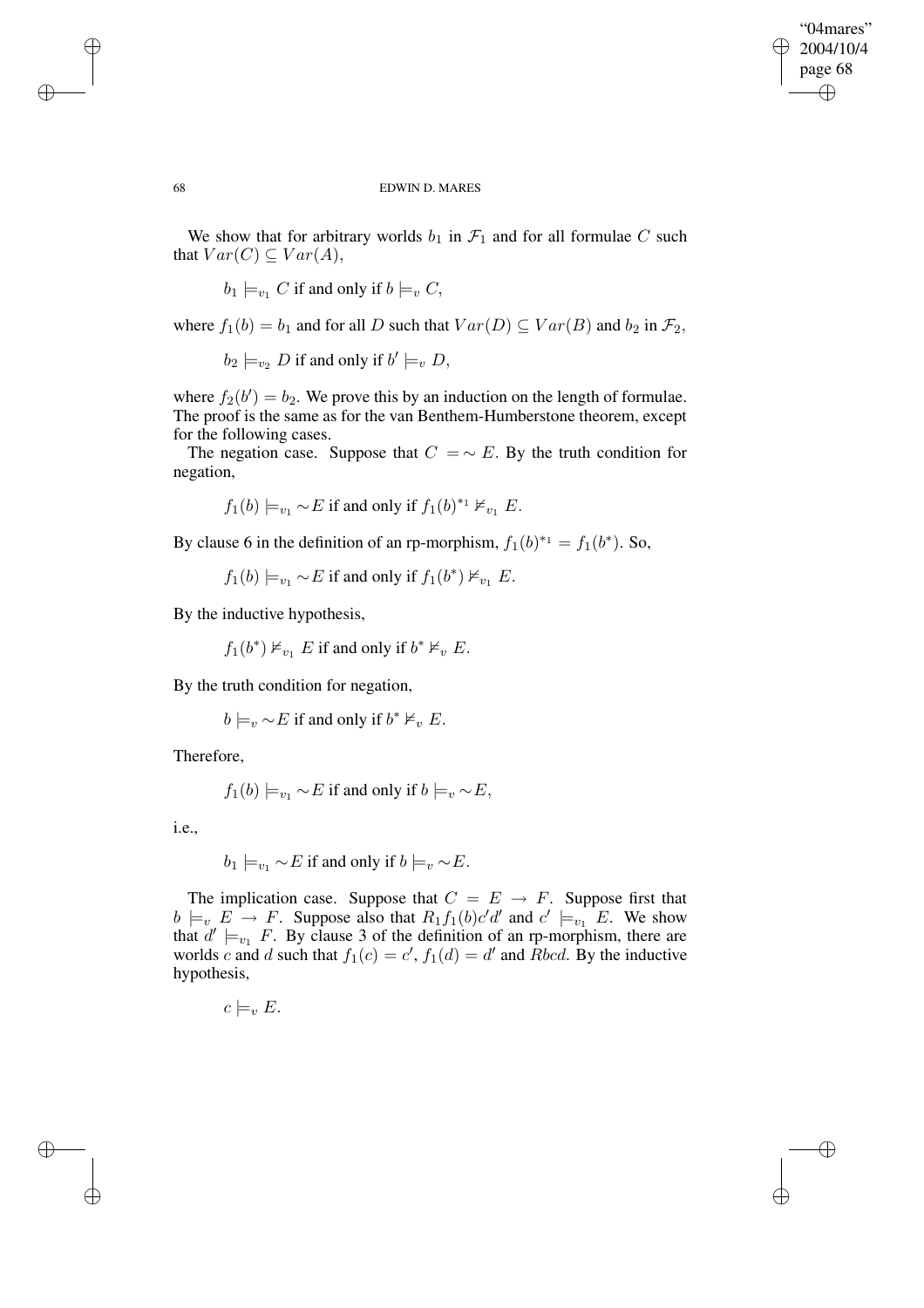We show that for arbitrary worlds $b_1$ in $\mathcal{F}_1$ and for all formulae $C$ such that $Var(C) \subseteq Var(A)$,

$$b_1 \models_{v_1} C \text{ if and only if } b \models_v C,$$

where $f_1(b) = b_1$ and for all $D$ such that $Var(D) \subseteq Var(B)$ and $b_2$ in $\mathcal{F}_2$,

$$b_2 \models_{v_2} D \text{ if and only if } b' \models_v D,$$

where $f_2(b') = b_2$. We prove this by an induction on the length of formulae. The proof is the same as for the van Benthem-Humberstone theorem, except for the following cases.

The negation case. Suppose that $C = \sim E$. By the truth condition for negation,

$$f_1(b) \models_{v_1} \sim E \text{ if and only if } f_1(b)^{*_1} \not\models_{v_1} E.$$

By clause 6 in the definition of an rp-morphism, $f_1(b)^{*_1} = f_1(b^*)$. So,

$$f_1(b) \models_{v_1} \sim E \text{ if and only if } f_1(b^*) \not\models_{v_1} E.$$

By the inductive hypothesis,

$$f_1(b^*) \not\models_{v_1} E \text{ if and only if } b^* \not\models_v E.$$

By the truth condition for negation,

$$b \models_v \sim E \text{ if and only if } b^* \not\models_v E.$$

Therefore,

$$f_1(b) \models_{v_1} \sim E \text{ if and only if } b \models_v \sim E,$$

i.e.,

$$b_1 \models_{v_1} \sim E \text{ if and only if } b \models_v \sim E.$$

The implication case. Suppose that $C = E \rightarrow F$. Suppose first that $b \models_v E \rightarrow F$. Suppose also that $R_1 f_1(b)c'd'$ and $c' \models_{v_1} E$. We show that $d' \models_{v_1} F$. By clause 3 of the definition of an rp-morphism, there are worlds $c$ and $d$ such that $f_1(c) = c'$, $f_1(d) = d'$ and $Rbcd$. By the inductive hypothesis,

$$c \models_v E.$$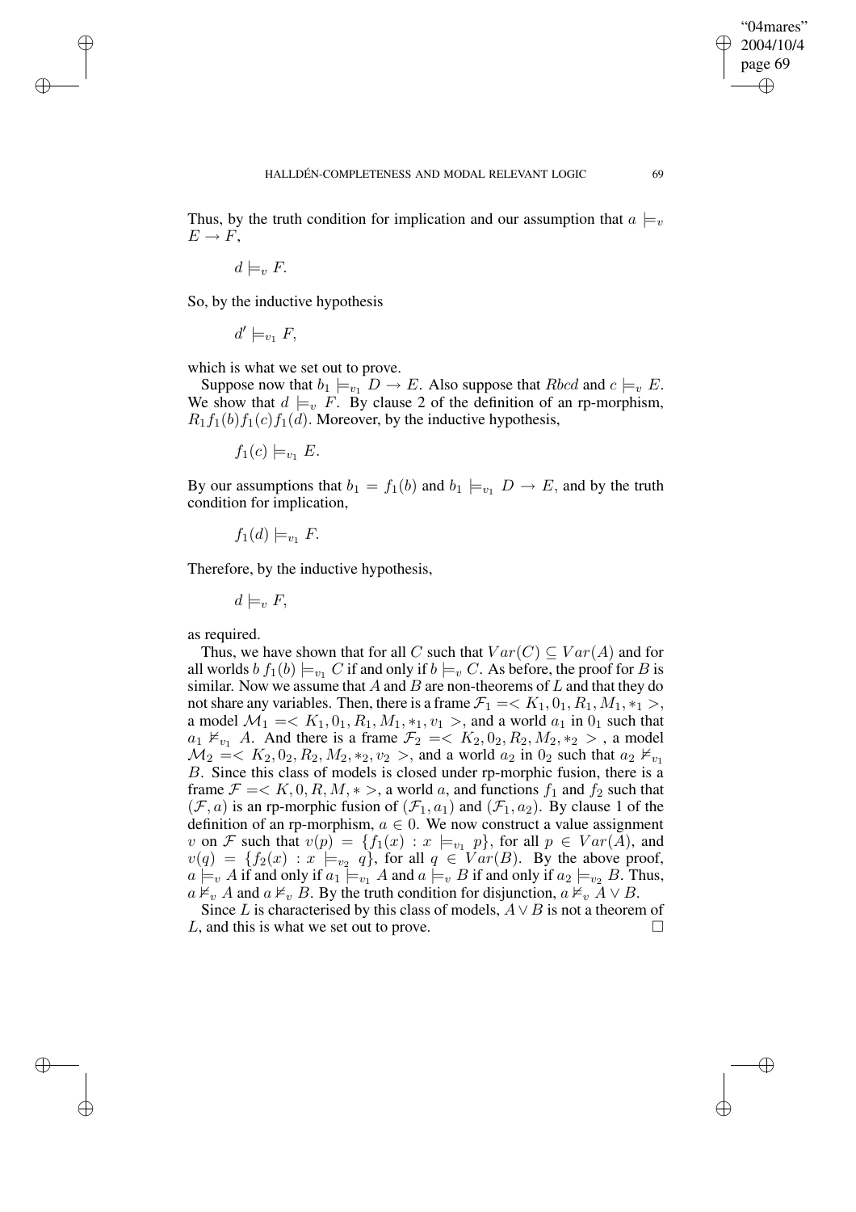Thus, by the truth condition for implication and our assumption that $a \models_v E \to F$,

$$d \models_v F.$$

So, by the inductive hypothesis

$$d' \models_{v_1} F,$$

which is what we set out to prove.

Suppose now that $b_1 \models_{v_1} D \to E$. Also suppose that $Rbcd$ and $c \models_v E$. We show that $d \models_v F$. By clause 2 of the definition of an rp-morphism, $R_1 f_1(b) f_1(c) f_1(d)$. Moreover, by the inductive hypothesis,

$$f_1(c) \models_{v_1} E.$$

By our assumptions that $b_1 = f_1(b)$ and $b_1 \models_{v_1} D \to E$, and by the truth condition for implication,

$$f_1(d) \models_{v_1} F.$$

Therefore, by the inductive hypothesis,

$$d \models_v F,$$

as required.

Thus, we have shown that for all $C$ such that $Var(C) \subseteq Var(A)$ and for all worlds $b$ $f_1(b) \models_{v_1} C$ if and only if $b \models_v C$. As before, the proof for $B$ is similar. Now we assume that $A$ and $B$ are non-theorems of $L$ and that they do not share any variables. Then, there is a frame $\mathcal{F}_1 =< K_1, 0_1, R_1, M_1, *_1 >$, a model $\mathcal{M}_1 =< K_1, 0_1, R_1, M_1, *_1, v_1 >$, and a world $a_1$ in $0_1$ such that $a_1 \not\models_{v_1} A$. And there is a frame $\mathcal{F}_2 =< K_2, 0_2, R_2, M_2, *_2 >$, a model $\mathcal{M}_2 =< K_2, 0_2, R_2, M_2, *_2, v_2 >$, and a world $a_2$ in $0_2$ such that $a_2 \not\models_{v_1} B$. Since this class of models is closed under rp-morphic fusion, there is a frame $\mathcal{F} =< K, 0, R, M, * >$, a world $a$, and functions $f_1$ and $f_2$ such that $(\mathcal{F}, a)$ is an rp-morphic fusion of $(\mathcal{F}_1, a_1)$ and $(\mathcal{F}_1, a_2)$. By clause 1 of the definition of an rp-morphism, $a \in 0$. We now construct a value assignment $v$ on $\mathcal{F}$ such that $v(p) = \{f_1(x) : x \models_{v_1} p\}$, for all $p \in Var(A)$, and $v(q) = \{f_2(x) : x \models_{v_2} q\}$, for all $q \in Var(B)$. By the above proof, $a \models_v A$ if and only if $a_1 \models_{v_1} A$ and $a \models_v B$ if and only if $a_2 \models_{v_2} B$. Thus, $a \not\models_v A$ and $a \not\models_v B$. By the truth condition for disjunction, $a \not\models_v A \vee B$.

Since $L$ is characterised by this class of models, $A \vee B$ is not a theorem of $L$, and this is what we set out to prove. □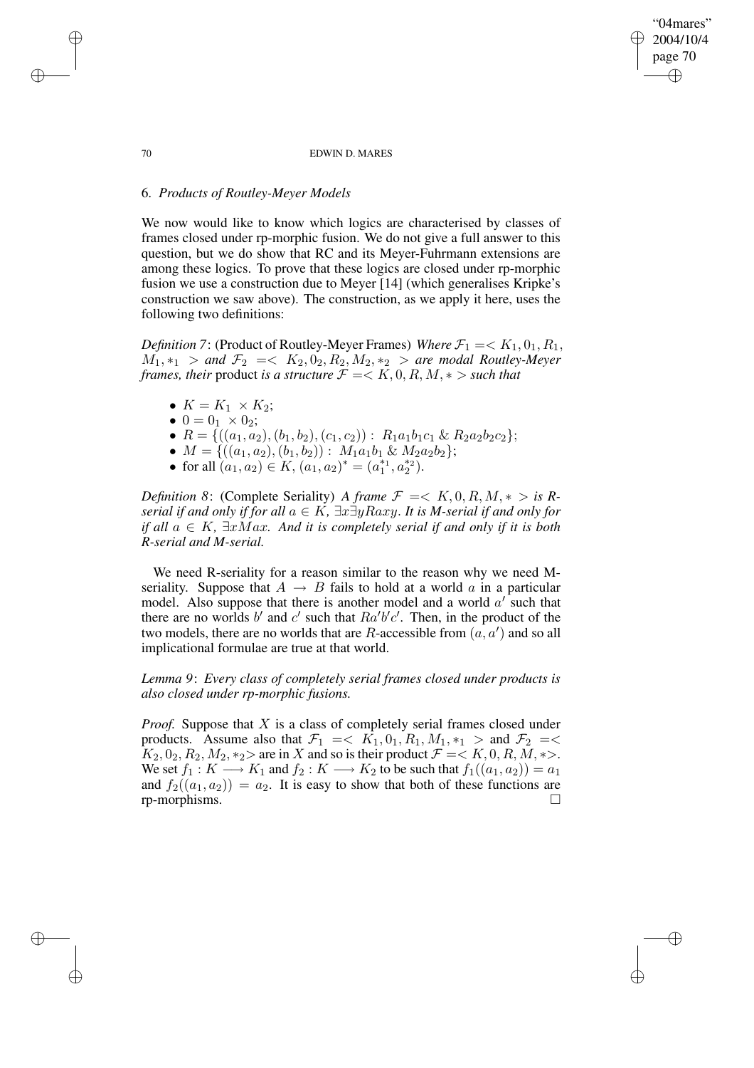## 6. *Products of Routley-Meyer Models*

We now would like to know which logics are characterised by classes of frames closed under rp-morphic fusion. We do not give a full answer to this question, but we do show that RC and its Meyer-Fuhrmann extensions are among these logics. To prove that these logics are closed under rp-morphic fusion we use a construction due to Meyer [14] (which generalises Kripke's construction we saw above). The construction, as we apply it here, uses the following two definitions:

*Definition 7*: (Product of Routley-Meyer Frames) *Where* $\mathcal{F}_1 = < K_1, 0_1, R_1, M_1, *_1 >$ *and* $\mathcal{F}_2 = < K_2, 0_2, R_2, M_2, *_2 >$ *are modal Routley-Meyer frames, their* product *is a structure* $\mathcal{F} = < K, 0, R, M, * >$ *such that*

- $K = K_1 \times K_2$;
- $0 = 0_1 \times 0_2$;
- $R = \{((a_1, a_2), (b_1, b_2), (c_1, c_2)) : \; R_1 a_1 b_1 c_1 \;\&\; R_2 a_2 b_2 c_2\}$;
- $M = \{((a_1, a_2), (b_1, b_2)) : \; M_1 a_1 b_1 \;\&\; M_2 a_2 b_2\}$;
- for all $(a_1, a_2) \in K$, $(a_1, a_2)^* = (a_1^{*_1}, a_2^{*_2})$.

*Definition 8*: (Complete Seriality) *A frame* $\mathcal{F} = < K, 0, R, M, * >$ *is R-serial if and only if for all* $a \in K$, $\exists x \exists y Raxy$. *It is M-serial if and only for if all* $a \in K$, $\exists x Max$. *And it is completely serial if and only if it is both R-serial and M-serial.*

We need R-seriality for a reason similar to the reason why we need M-seriality. Suppose that $A \rightarrow B$ fails to hold at a world $a$ in a particular model. Also suppose that there is another model and a world $a'$ such that there are no worlds $b'$ and $c'$ such that $Ra'b'c'$. Then, in the product of the two models, there are no worlds that are $R$-accessible from $(a, a')$ and so all implicational formulae are true at that world.

*Lemma 9*: *Every class of completely serial frames closed under products is also closed under rp-morphic fusions.*

*Proof.* Suppose that $X$ is a class of completely serial frames closed under products. Assume also that $\mathcal{F}_1 = < K_1, 0_1, R_1, M_1, *_1 >$ and $\mathcal{F}_2 = < K_2, 0_2, R_2, M_2, *_2 >$ are in $X$ and so is their product $\mathcal{F} = < K, 0, R, M, * >$. We set $f_1 : K \longrightarrow K_1$ and $f_2 : K \longrightarrow K_2$ to be such that $f_1((a_1, a_2)) = a_1$ and $f_2((a_1, a_2)) = a_2$. It is easy to show that both of these functions are rp-morphisms. □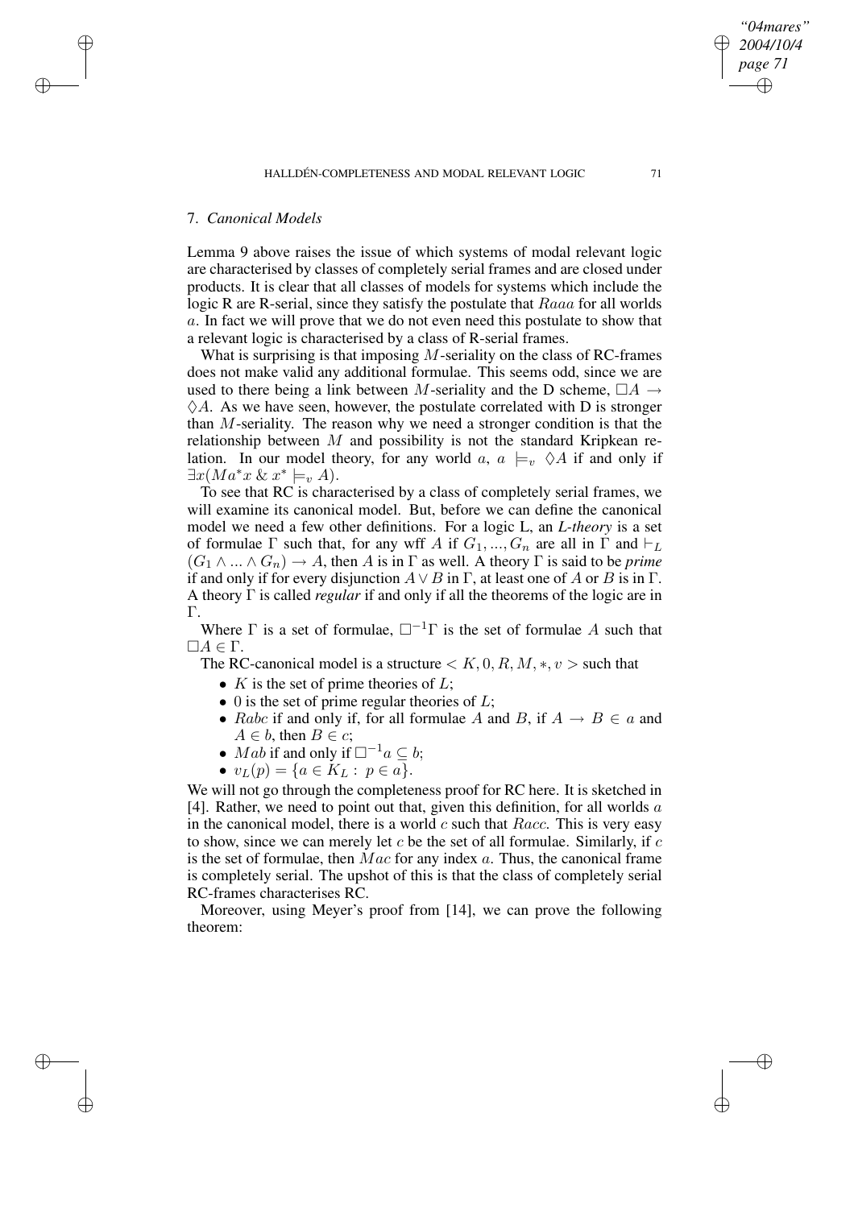## 7. *Canonical Models*

Lemma 9 above raises the issue of which systems of modal relevant logic are characterised by classes of completely serial frames and are closed under products. It is clear that all classes of models for systems which include the logic R are R-serial, since they satisfy the postulate that $Raaa$ for all worlds $a$. In fact we will prove that we do not even need this postulate to show that a relevant logic is characterised by a class of R-serial frames.

What is surprising is that imposing $M$-seriality on the class of RC-frames does not make valid any additional formulae. This seems odd, since we are used to there being a link between $M$-seriality and the D scheme, $\Box A \rightarrow \Diamond A$. As we have seen, however, the postulate correlated with D is stronger than $M$-seriality. The reason why we need a stronger condition is that the relationship between $M$ and possibility is not the standard Kripkean relation. In our model theory, for any world $a$, $a \models_v \Diamond A$ if and only if $\exists x(Ma^*x \,\&\, x^* \models_v A)$.

To see that RC is characterised by a class of completely serial frames, we will examine its canonical model. But, before we can define the canonical model we need a few other definitions. For a logic L, an *L-theory* is a set of formulae $\Gamma$ such that, for any wff $A$ if $G_1, ..., G_n$ are all in $\Gamma$ and $\vdash_L (G_1 \wedge ... \wedge G_n) \rightarrow A$, then $A$ is in $\Gamma$ as well. A theory $\Gamma$ is said to be *prime* if and only if for every disjunction $A \vee B$ in $\Gamma$, at least one of $A$ or $B$ is in $\Gamma$. A theory $\Gamma$ is called *regular* if and only if all the theorems of the logic are in $\Gamma$.

Where $\Gamma$ is a set of formulae, $\Box^{-1}\Gamma$ is the set of formulae $A$ such that $\Box A \in \Gamma$.

The RC-canonical model is a structure $< K, 0, R, M, *, v >$ such that

- $K$ is the set of prime theories of $L$;
- 0 is the set of prime regular theories of $L$;
- $Rabc$ if and only if, for all formulae $A$ and $B$, if $A \rightarrow B \in a$ and $A \in b$, then $B \in c$;
- $Mab$ if and only if $\Box^{-1}a \subseteq b$;
- $v_L(p) = \{a \in K_L : \, p \in a\}$.

We will not go through the completeness proof for RC here. It is sketched in [4]. Rather, we need to point out that, given this definition, for all worlds $a$ in the canonical model, there is a world $c$ such that $Racc$. This is very easy to show, since we can merely let $c$ be the set of all formulae. Similarly, if $c$ is the set of formulae, then $Mac$ for any index $a$. Thus, the canonical frame is completely serial. The upshot of this is that the class of completely serial RC-frames characterises RC.

Moreover, using Meyer's proof from [14], we can prove the following theorem: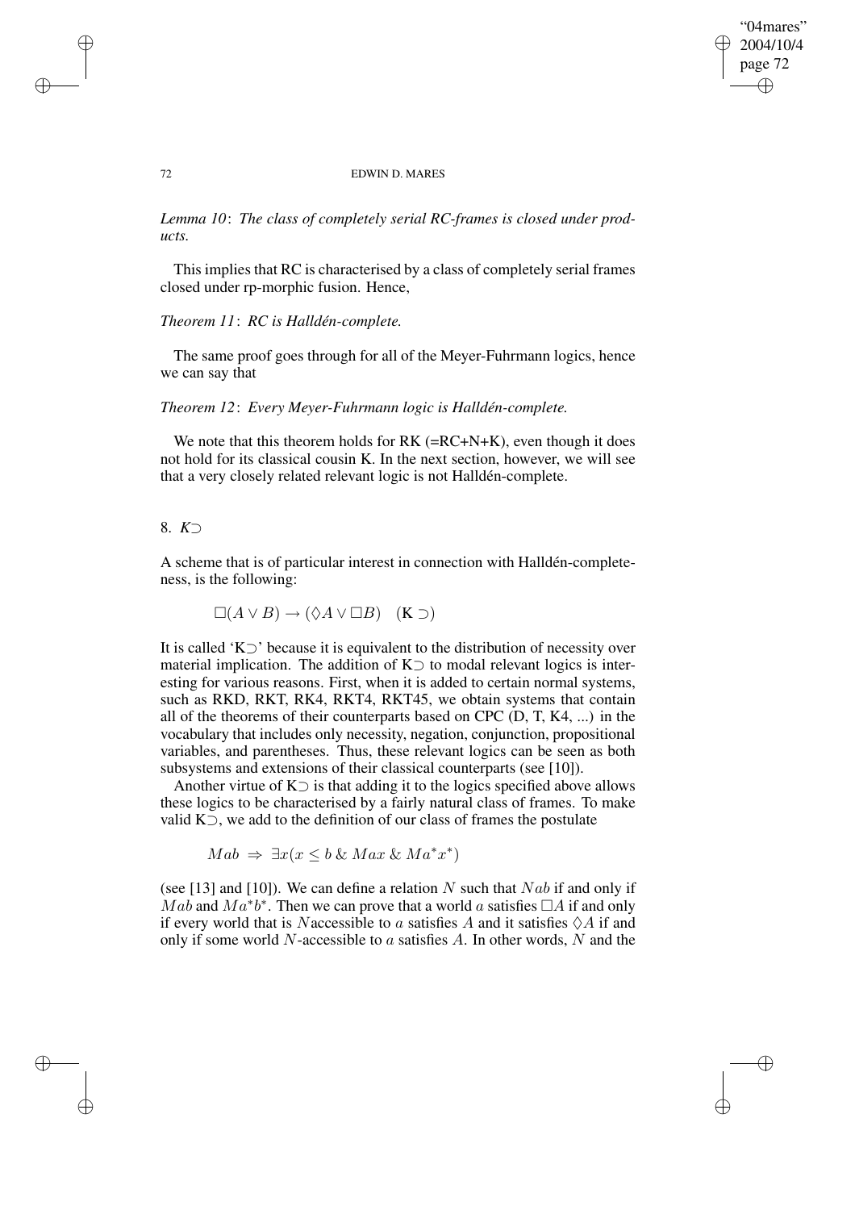*Lemma 10*: *The class of completely serial RC-frames is closed under products.*

This implies that RC is characterised by a class of completely serial frames closed under rp-morphic fusion. Hence,

*Theorem 11*: *RC is Halldén-complete.*

The same proof goes through for all of the Meyer-Fuhrmann logics, hence we can say that

*Theorem 12*: *Every Meyer-Fuhrmann logic is Halldén-complete.*

We note that this theorem holds for RK (=RC+N+K), even though it does not hold for its classical cousin K. In the next section, however, we will see that a very closely related relevant logic is not Halldén-complete.

## 8. *K⊃*

A scheme that is of particular interest in connection with Halldén-completeness, is the following:

$$\Box(A \vee B) \rightarrow (\Diamond A \vee \Box B) \quad (\mathrm{K} \supset)$$

It is called 'K⊃' because it is equivalent to the distribution of necessity over material implication. The addition of K⊃ to modal relevant logics is interesting for various reasons. First, when it is added to certain normal systems, such as RKD, RKT, RK4, RKT4, RKT45, we obtain systems that contain all of the theorems of their counterparts based on CPC (D, T, K4, ...) in the vocabulary that includes only necessity, negation, conjunction, propositional variables, and parentheses. Thus, these relevant logics can be seen as both subsystems and extensions of their classical counterparts (see [10]).

Another virtue of K⊃ is that adding it to the logics specified above allows these logics to be characterised by a fairly natural class of frames. To make valid K⊃, we add to the definition of our class of frames the postulate

$$Mab \;\Rightarrow\; \exists x(x \leq b \;\&\; Max \;\&\; Ma^{*}x^{*})$$

(see [13] and [10]). We can define a relation $N$ such that $Nab$ if and only if $Mab$ and $Ma^{*}b^{*}$. Then we can prove that a world $a$ satisfies $\Box A$ if and only if every world that is $N$accessible to $a$ satisfies $A$ and it satisfies $\Diamond A$ if and only if some world $N$-accessible to $a$ satisfies $A$. In other words, $N$ and the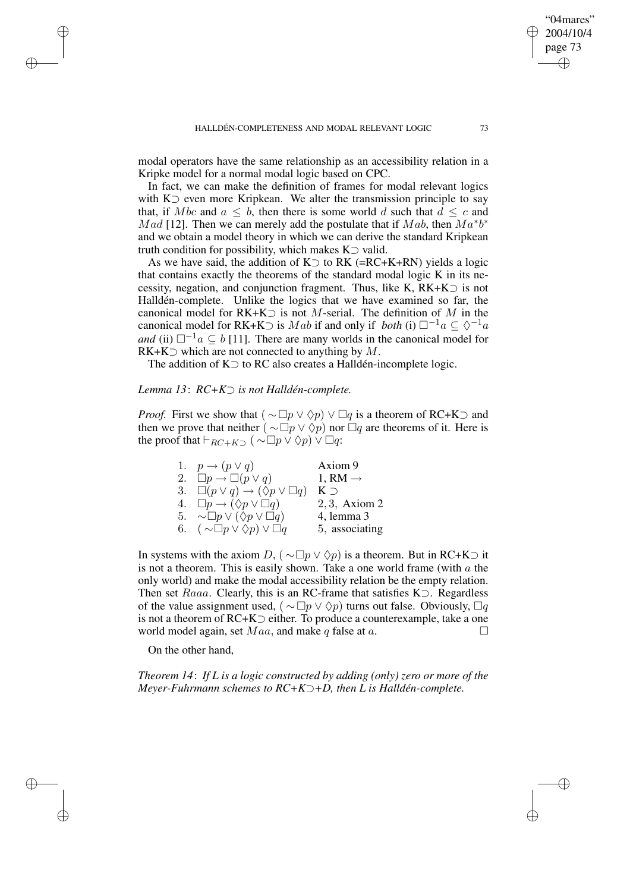modal operators have the same relationship as an accessibility relation in a Kripke model for a normal modal logic based on CPC.

In fact, we can make the definition of frames for modal relevant logics with K$\supset$ even more Kripkean. We alter the transmission principle to say that, if $Mbc$ and $a \leq b$, then there is some world $d$ such that $d \leq c$ and $Mad$ [12]. Then we can merely add the postulate that if $Mab$, then $Ma^{*}b^{*}$ and we obtain a model theory in which we can derive the standard Kripkean truth condition for possibility, which makes K$\supset$ valid.

As we have said, the addition of K$\supset$ to RK (=RC+K+RN) yields a logic that contains exactly the theorems of the standard modal logic K in its necessity, negation, and conjunction fragment. Thus, like K, RK+K$\supset$ is not Halldén-complete. Unlike the logics that we have examined so far, the canonical model for RK+K$\supset$ is not $M$-serial. The definition of $M$ in the canonical model for RK+K$\supset$ is $Mab$ if and only if *both* (i) $\Box^{-1}a \subseteq \Diamond^{-1}a$ *and* (ii) $\Box^{-1}a \subseteq b$ [11]. There are many worlds in the canonical model for RK+K$\supset$ which are not connected to anything by $M$.

The addition of K$\supset$ to RC also creates a Halldén-incomplete logic.

*Lemma 13*: *RC+K$\supset$ is not Halldén-complete.*

*Proof.* First we show that $(\sim\Box p \vee \Diamond p) \vee \Box q$ is a theorem of RC+K$\supset$ and then we prove that neither $(\sim\Box p \vee \Diamond p)$ nor $\Box q$ are theorems of it. Here is the proof that $\vdash_{RC+K\supset} (\sim\Box p \vee \Diamond p) \vee \Box q$:

| | | |
|---|---|---|
| 1. | $p \rightarrow (p \vee q)$ | Axiom 9 |
| 2. | $\Box p \rightarrow \Box(p \vee q)$ | 1, RM $\rightarrow$ |
| 3. | $\Box(p \vee q) \rightarrow (\Diamond p \vee \Box q)$ | K $\supset$ |
| 4. | $\Box p \rightarrow (\Diamond p \vee \Box q)$ | 2, 3, Axiom 2 |
| 5. | $\sim\Box p \vee (\Diamond p \vee \Box q)$ | 4, lemma 3 |
| 6. | $(\sim\Box p \vee \Diamond p) \vee \Box q$ | 5, associating |

In systems with the axiom $D$, $(\sim\Box p \vee \Diamond p)$ is a theorem. But in RC+K$\supset$ it is not a theorem. This is easily shown. Take a one world frame (with $a$ the only world) and make the modal accessibility relation be the empty relation. Then set $Raaa$. Clearly, this is an RC-frame that satisfies K$\supset$. Regardless of the value assignment used, $(\sim\Box p \vee \Diamond p)$ turns out false. Obviously, $\Box q$ is not a theorem of RC+K$\supset$ either. To produce a counterexample, take a one world model again, set $Maa$, and make $q$ false at $a$. $\Box$

On the other hand,

*Theorem 14*: *If L is a logic constructed by adding (only) zero or more of the Meyer-Fuhrmann schemes to RC+K$\supset$+D, then L is Halldén-complete.*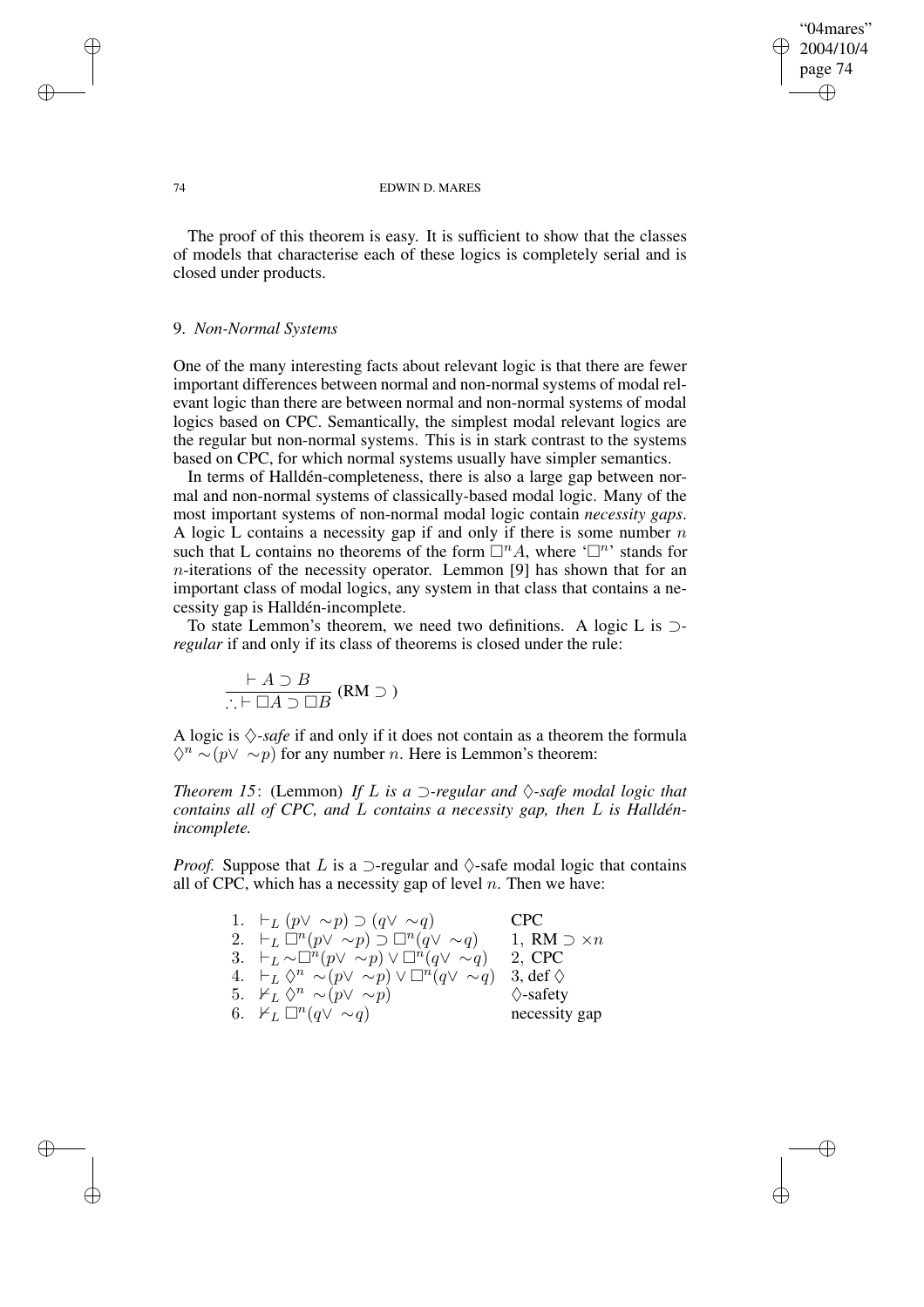The proof of this theorem is easy. It is sufficient to show that the classes of models that characterise each of these logics is completely serial and is closed under products.

## 9. *Non-Normal Systems*

One of the many interesting facts about relevant logic is that there are fewer important differences between normal and non-normal systems of modal relevant logic than there are between normal and non-normal systems of modal logics based on CPC. Semantically, the simplest modal relevant logics are the regular but non-normal systems. This is in stark contrast to the systems based on CPC, for which normal systems usually have simpler semantics.

In terms of Halldén-completeness, there is also a large gap between normal and non-normal systems of classically-based modal logic. Many of the most important systems of non-normal modal logic contain *necessity gaps*. A logic L contains a necessity gap if and only if there is some number $n$ such that L contains no theorems of the form $\Box^n A$, where '$\Box^n$' stands for $n$-iterations of the necessity operator. Lemmon [9] has shown that for an important class of modal logics, any system in that class that contains a necessity gap is Halldén-incomplete.

To state Lemmon's theorem, we need two definitions. A logic L is $\supset$-*regular* if and only if its class of theorems is closed under the rule:

$$\frac{\vdash A \supset B}{\therefore \vdash \Box A \supset \Box B} \text{ (RM} \supset \text{)}$$

A logic is $\Diamond$-*safe* if and only if it does not contain as a theorem the formula $\Diamond^n \sim(p \vee \sim p)$ for any number $n$. Here is Lemmon's theorem:

*Theorem 15*: (Lemmon) *If $L$ is a $\supset$-regular and $\Diamond$-safe modal logic that contains all of CPC, and $L$ contains a necessity gap, then $L$ is Halldén-incomplete.*

*Proof.* Suppose that $L$ is a $\supset$-regular and $\Diamond$-safe modal logic that contains all of CPC, which has a necessity gap of level $n$. Then we have:

| | | |
|---|---|---|
| 1. | $\vdash_L (p \vee \sim p) \supset (q \vee \sim q)$ | CPC |
| 2. | $\vdash_L \Box^n(p \vee \sim p) \supset \Box^n(q \vee \sim q)$ | 1, RM $\supset \times n$ |
| 3. | $\vdash_L \sim\Box^n(p \vee \sim p) \vee \Box^n(q \vee \sim q)$ | 2, CPC |
| 4. | $\vdash_L \Diamond^n \sim(p \vee \sim p) \vee \Box^n(q \vee \sim q)$ | 3, def $\Diamond$ |
| 5. | $\nvdash_L \Diamond^n \sim(p \vee \sim p)$ | $\Diamond$-safety |
| 6. | $\nvdash_L \Box^n(q \vee \sim q)$ | necessity gap |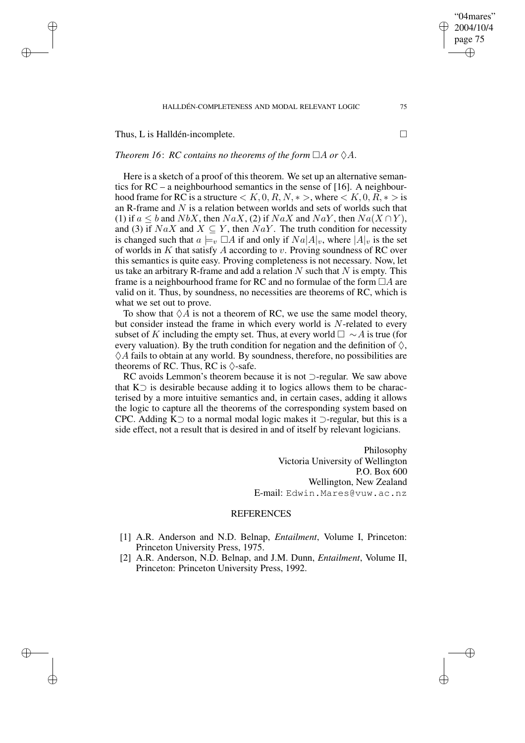Thus, L is Halldén-incomplete. □

*Theorem 16*: *RC contains no theorems of the form* $\Box A$ *or* $\Diamond A$.

Here is a sketch of a proof of this theorem. We set up an alternative semantics for RC – a neighbourhood semantics in the sense of [16]. A neighbourhood frame for RC is a structure $< K, 0, R, N, * >$, where $< K, 0, R, * >$ is an R-frame and $N$ is a relation between worlds and sets of worlds such that (1) if $a \leq b$ and $NbX$, then $NaX$, (2) if $NaX$ and $NaY$, then $Na(X \cap Y)$, and (3) if $NaX$ and $X \subseteq Y$, then $NaY$. The truth condition for necessity is changed such that $a \models_v \Box A$ if and only if $Na|A|_v$, where $|A|_v$ is the set of worlds in $K$ that satisfy $A$ according to $v$. Proving soundness of RC over this semantics is quite easy. Proving completeness is not necessary. Now, let us take an arbitrary R-frame and add a relation $N$ such that $N$ is empty. This frame is a neighbourhood frame for RC and no formulae of the form $\Box A$ are valid on it. Thus, by soundness, no necessities are theorems of RC, which is what we set out to prove.

To show that $\Diamond A$ is not a theorem of RC, we use the same model theory, but consider instead the frame in which every world is $N$-related to every subset of $K$ including the empty set. Thus, at every world $\Box \sim A$ is true (for every valuation). By the truth condition for negation and the definition of $\Diamond$, $\Diamond A$ fails to obtain at any world. By soundness, therefore, no possibilities are theorems of RC. Thus, RC is $\Diamond$-safe.

RC avoids Lemmon's theorem because it is not $\supset$-regular. We saw above that K$\supset$ is desirable because adding it to logics allows them to be characterised by a more intuitive semantics and, in certain cases, adding it allows the logic to capture all the theorems of the corresponding system based on CPC. Adding K$\supset$ to a normal modal logic makes it $\supset$-regular, but this is a side effect, not a result that is desired in and of itself by relevant logicians.

Philosophy
Victoria University of Wellington
P.O. Box 600
Wellington, New Zealand
E-mail: Edwin.Mares@vuw.ac.nz

## REFERENCES

[1] A.R. Anderson and N.D. Belnap, *Entailment*, Volume I, Princeton: Princeton University Press, 1975.

[2] A.R. Anderson, N.D. Belnap, and J.M. Dunn, *Entailment*, Volume II, Princeton: Princeton University Press, 1992.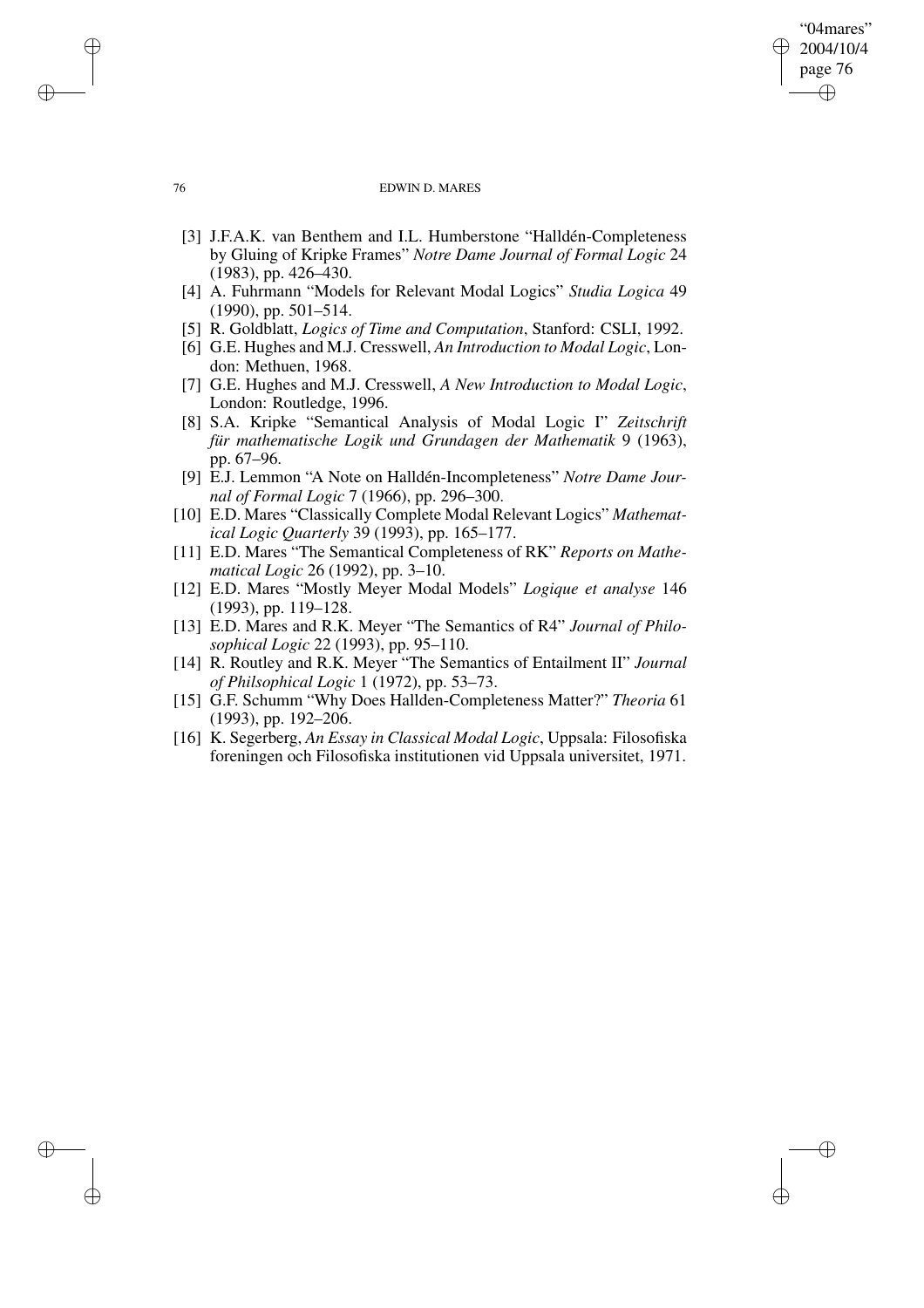[3] J.F.A.K. van Benthem and I.L. Humberstone "Halldén-Completeness by Gluing of Kripke Frames" *Notre Dame Journal of Formal Logic* 24 (1983), pp. 426–430.

[4] A. Fuhrmann "Models for Relevant Modal Logics" *Studia Logica* 49 (1990), pp. 501–514.

[5] R. Goldblatt, *Logics of Time and Computation*, Stanford: CSLI, 1992.

[6] G.E. Hughes and M.J. Cresswell, *An Introduction to Modal Logic*, London: Methuen, 1968.

[7] G.E. Hughes and M.J. Cresswell, *A New Introduction to Modal Logic*, London: Routledge, 1996.

[8] S.A. Kripke "Semantical Analysis of Modal Logic I" *Zeitschrift für mathematische Logik und Grundagen der Mathematik* 9 (1963), pp. 67–96.

[9] E.J. Lemmon "A Note on Halldén-Incompleteness" *Notre Dame Journal of Formal Logic* 7 (1966), pp. 296–300.

[10] E.D. Mares "Classically Complete Modal Relevant Logics" *Mathematical Logic Quarterly* 39 (1993), pp. 165–177.

[11] E.D. Mares "The Semantical Completeness of RK" *Reports on Mathematical Logic* 26 (1992), pp. 3–10.

[12] E.D. Mares "Mostly Meyer Modal Models" *Logique et analyse* 146 (1993), pp. 119–128.

[13] E.D. Mares and R.K. Meyer "The Semantics of R4" *Journal of Philosophical Logic* 22 (1993), pp. 95–110.

[14] R. Routley and R.K. Meyer "The Semantics of Entailment II" *Journal of Philsophical Logic* 1 (1972), pp. 53–73.

[15] G.F. Schumm "Why Does Hallden-Completeness Matter?" *Theoria* 61 (1993), pp. 192–206.

[16] K. Segerberg, *An Essay in Classical Modal Logic*, Uppsala: Filosofiska foreningen och Filosofiska institutionen vid Uppsala universitet, 1971.